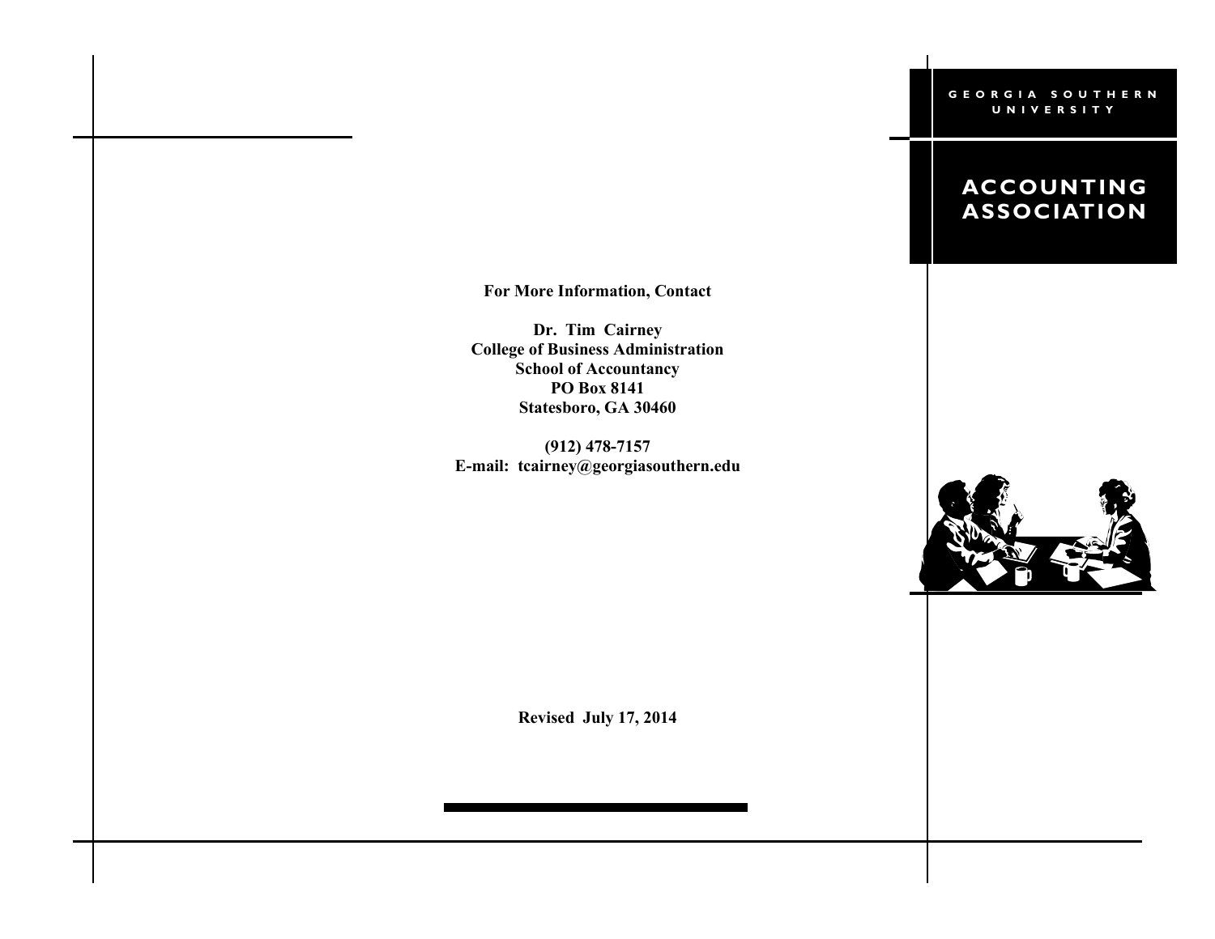GEORGIA SOUTHERN UNIVERSITY

# ACCOUNTING ASSOCIATION

**For More Information, Contact**

**Dr. Tim Cairney**
**College of Business Administration**
**School of Accountancy**
**PO Box 8141**
**Statesboro, GA 30460**

**(912) 478-7157**
**E-mail: tcairney@georgiasouthern.edu**

**Revised July 17, 2014**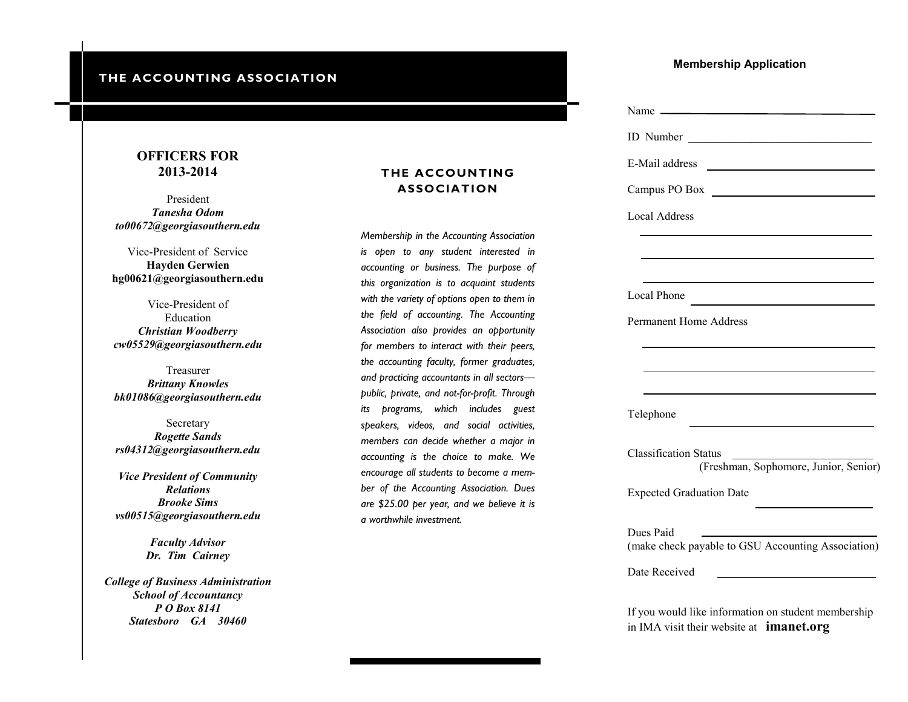# THE ACCOUNTING ASSOCIATION

## OFFICERS FOR 2013-2014

President
***Tanesha Odom***
***to00672@georgiasouthern.edu***

Vice-President of Service
**Hayden Gerwien**
**hg00621@georgiasouthern.edu**

Vice-President of Education
***Christian Woodberry***
***cw05529@georgiasouthern.edu***

Treasurer
***Brittany Knowles***
***bk01086@georgiasouthern.edu***

Secretary
***Rogette Sands***
***rs04312@georgiasouthern.edu***

***Vice President of Community Relations***
***Brooke Sims***
***vs00515@georgiasouthern.edu***

***Faculty Advisor***
***Dr. Tim Cairney***

***College of Business Administration***
***School of Accountancy***
***P O Box 8141***
***Statesboro GA 30460***

## THE ACCOUNTING ASSOCIATION

*Membership in the Accounting Association is open to any student interested in accounting or business. The purpose of this organization is to acquaint students with the variety of options open to them in the field of accounting. The Accounting Association also provides an opportunity for members to interact with their peers, the accounting faculty, former graduates, and practicing accountants in all sectors—public, private, and not-for-profit. Through its programs, which includes guest speakers, videos, and social activities, members can decide whether a major in accounting is the choice to make. We encourage all students to become a member of the Accounting Association. Dues are $25.00 per year, and we believe it is a worthwhile investment.*

## Membership Application

Name ______________________________

ID Number ______________________________

E-Mail address ______________________________

Campus PO Box ______________________________

Local Address
______________________________
______________________________
______________________________

Local Phone ______________________________

Permanent Home Address
______________________________
______________________________
______________________________

Telephone ______________________________

Classification Status ______________________________
(Freshman, Sophomore, Junior, Senior)

Expected Graduation Date ______________________________

Dues Paid ______________________________
(make check payable to GSU Accounting Association)

Date Received ______________________________

If you would like information on student membership in IMA visit their website at **imanet.org**